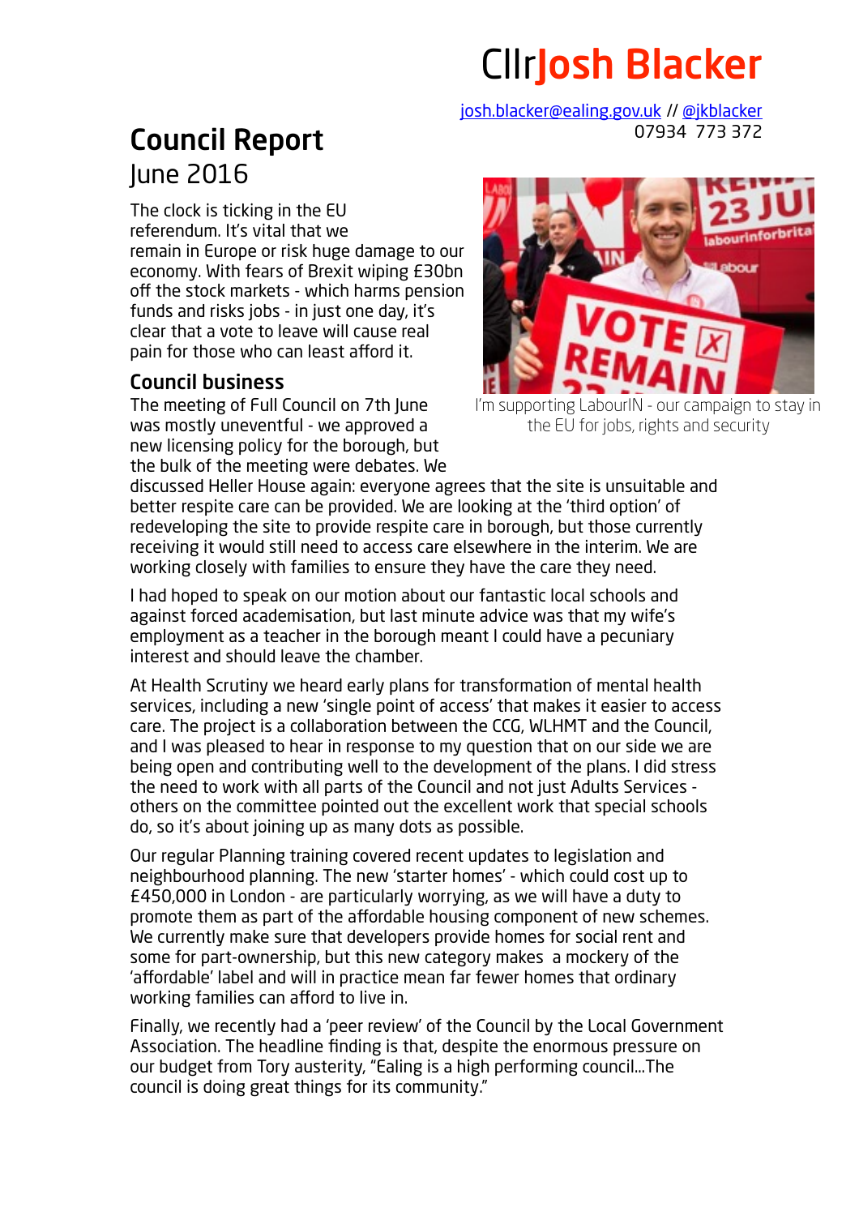# Cllr Josh Blacker

josh.blacker@ealing.gov.uk // @jkblacker
07934 773 372

## Council Report
June 2016

The clock is ticking in the EU referendum. It's vital that we remain in Europe or risk huge damage to our economy. With fears of Brexit wiping £30bn off the stock markets - which harms pension funds and risks jobs - in just one day, it's clear that a vote to leave will cause real pain for those who can least afford it.

I'm supporting LabourIN - our campaign to stay in the EU for jobs, rights and security

### Council business

The meeting of Full Council on 7th June was mostly uneventful - we approved a new licensing policy for the borough, but the bulk of the meeting were debates. We discussed Heller House again: everyone agrees that the site is unsuitable and better respite care can be provided. We are looking at the 'third option' of redeveloping the site to provide respite care in borough, but those currently receiving it would still need to access care elsewhere in the interim. We are working closely with families to ensure they have the care they need.

I had hoped to speak on our motion about our fantastic local schools and against forced academisation, but last minute advice was that my wife's employment as a teacher in the borough meant I could have a pecuniary interest and should leave the chamber.

At Health Scrutiny we heard early plans for transformation of mental health services, including a new 'single point of access' that makes it easier to access care. The project is a collaboration between the CCG, WLHMT and the Council, and I was pleased to hear in response to my question that on our side we are being open and contributing well to the development of the plans. I did stress the need to work with all parts of the Council and not just Adults Services - others on the committee pointed out the excellent work that special schools do, so it's about joining up as many dots as possible.

Our regular Planning training covered recent updates to legislation and neighbourhood planning. The new 'starter homes' - which could cost up to £450,000 in London - are particularly worrying, as we will have a duty to promote them as part of the affordable housing component of new schemes. We currently make sure that developers provide homes for social rent and some for part-ownership, but this new category makes a mockery of the 'affordable' label and will in practice mean far fewer homes that ordinary working families can afford to live in.

Finally, we recently had a 'peer review' of the Council by the Local Government Association. The headline finding is that, despite the enormous pressure on our budget from Tory austerity, "Ealing is a high performing council...The council is doing great things for its community."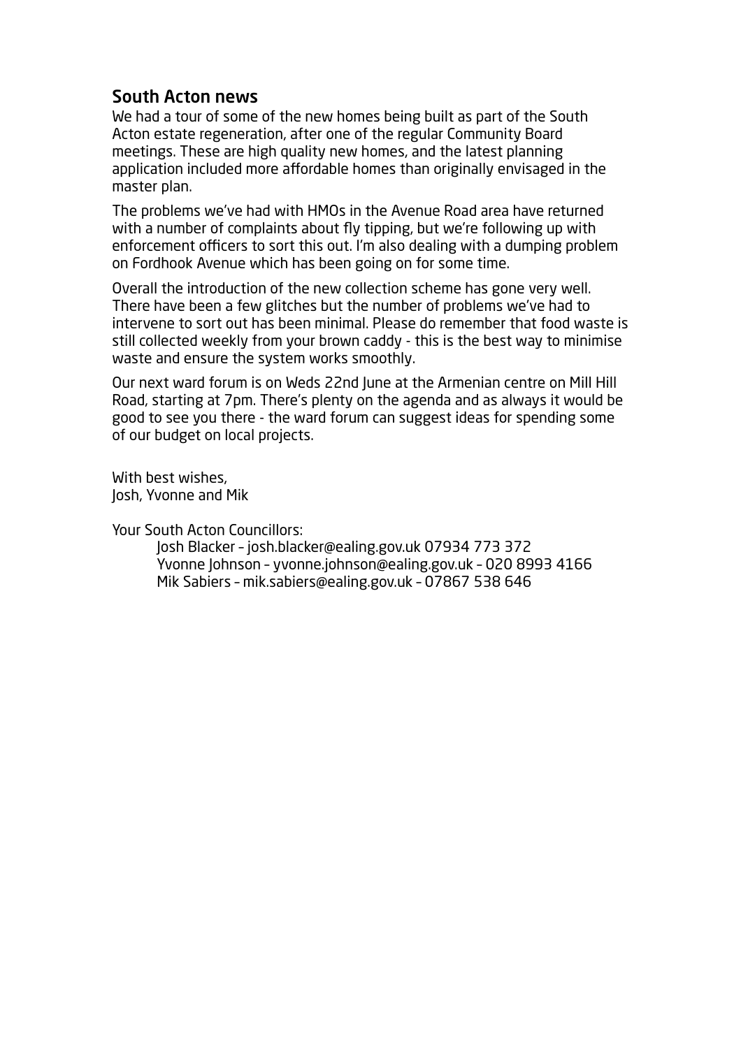## South Acton news

We had a tour of some of the new homes being built as part of the South Acton estate regeneration, after one of the regular Community Board meetings. These are high quality new homes, and the latest planning application included more affordable homes than originally envisaged in the master plan.

The problems we've had with HMOs in the Avenue Road area have returned with a number of complaints about fly tipping, but we're following up with enforcement officers to sort this out. I'm also dealing with a dumping problem on Fordhook Avenue which has been going on for some time.

Overall the introduction of the new collection scheme has gone very well. There have been a few glitches but the number of problems we've had to intervene to sort out has been minimal. Please do remember that food waste is still collected weekly from your brown caddy - this is the best way to minimise waste and ensure the system works smoothly.

Our next ward forum is on Weds 22nd June at the Armenian centre on Mill Hill Road, starting at 7pm. There's plenty on the agenda and as always it would be good to see you there - the ward forum can suggest ideas for spending some of our budget on local projects.

With best wishes,
Josh, Yvonne and Mik

Your South Acton Councillors:

- Josh Blacker – josh.blacker@ealing.gov.uk 07934 773 372
- Yvonne Johnson – yvonne.johnson@ealing.gov.uk – 020 8993 4166
- Mik Sabiers – mik.sabiers@ealing.gov.uk – 07867 538 646